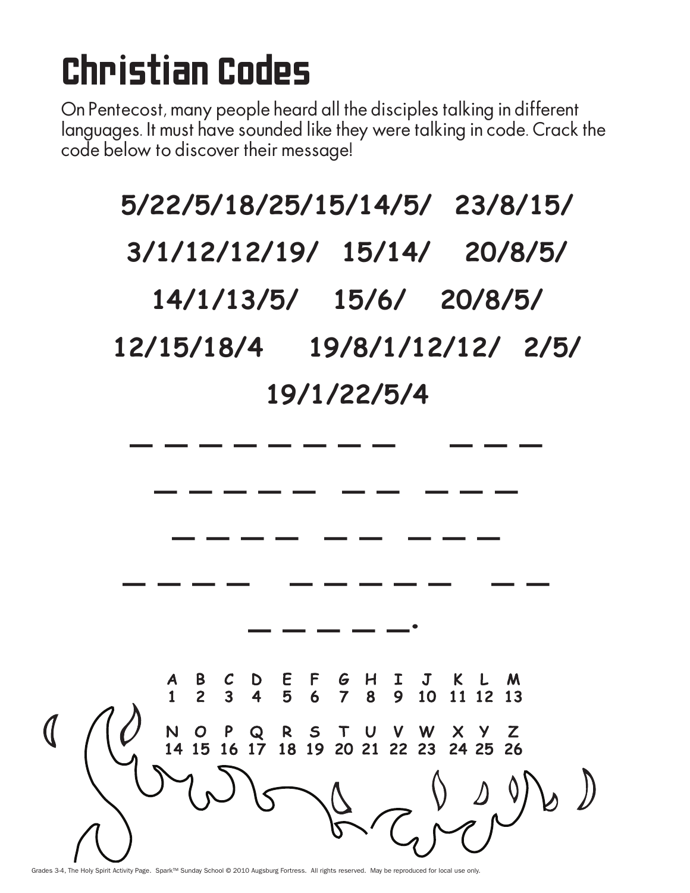# Christian Codes

On Pentecost, many people heard all the disciples talking in different languages. It must have sounded like they were talking in code. Crack the code below to discover their message!

**5/22/5/18/25/15/14/5/ 23/8/15/**

**3/1/12/12/19/ 15/14/ 20/8/5/**

**14/1/13/5/ 15/6/ 20/8/5/**

**12/15/18/4 19/8/1/12/12/ 2/5/**

**19/1/22/5/4**

_ _ _ _ _ _ _ _ &nbsp;&nbsp; _ _ _

_ _ _ _ _ &nbsp; _ _ &nbsp; _ _ _

_ _ _ _ &nbsp; _ _ &nbsp; _ _ _

_ _ _ _ &nbsp; _ _ _ _ _ &nbsp; _ _

_ _ _ _ _.

| A | B | C | D | E | F | G | H | I | J | K | L | M |
|---|---|---|---|---|---|---|---|---|---|---|---|---|
| 1 | 2 | 3 | 4 | 5 | 6 | 7 | 8 | 9 | 10 | 11 | 12 | 13 |

| N | O | P | Q | R | S | T | U | V | W | X | Y | Z |
|---|---|---|---|---|---|---|---|---|---|---|---|---|
| 14 | 15 | 16 | 17 | 18 | 19 | 20 | 21 | 22 | 23 | 24 | 25 | 26 |

Grades 3-4, The Holy Spirit Activity Page. Spark™ Sunday School © 2010 Augsburg Fortress. All rights reserved. May be reproduced for local use only.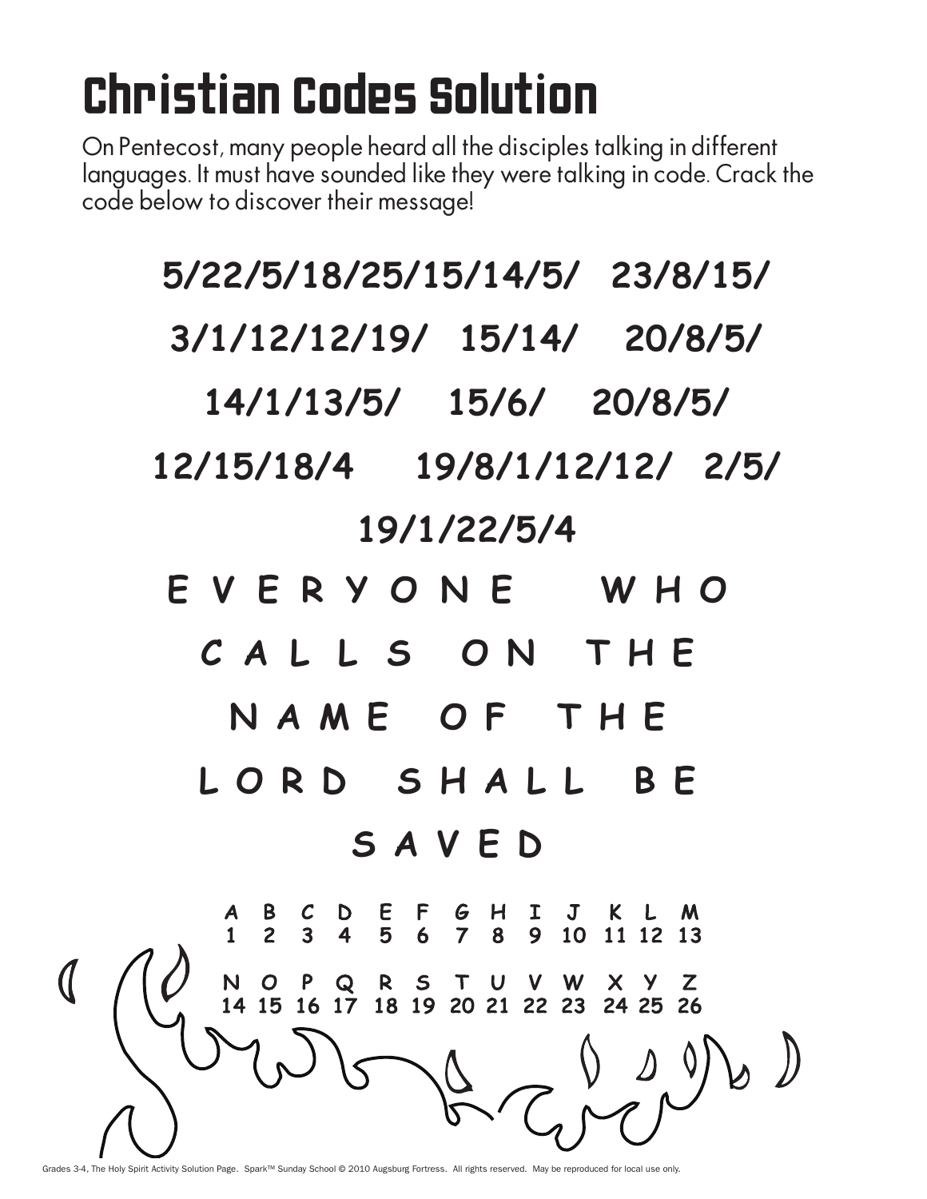# Christian Codes Solution

On Pentecost, many people heard all the disciples talking in different languages. It must have sounded like they were talking in code. Crack the code below to discover their message!

**5/22/5/18/25/15/14/5/ 23/8/15/**

**3/1/12/12/19/ 15/14/ 20/8/5/**

**14/1/13/5/ 15/6/ 20/8/5/**

**12/15/18/4 19/8/1/12/12/ 2/5/**

**19/1/22/5/4**

E V E R Y O N E   W H O

C A L L S   O N   T H E

N A M E   O F   T H E

L O R D   S H A L L   B E

S A V E D

| A | B | C | D | E | F | G | H | I | J | K | L | M |
|---|---|---|---|---|---|---|---|---|---|---|---|---|
| 1 | 2 | 3 | 4 | 5 | 6 | 7 | 8 | 9 | 10 | 11 | 12 | 13 |
| **N** | **O** | **P** | **Q** | **R** | **S** | **T** | **U** | **V** | **W** | **X** | **Y** | **Z** |
| 14 | 15 | 16 | 17 | 18 | 19 | 20 | 21 | 22 | 23 | 24 | 25 | 26 |

Grades 3-4, The Holy Spirit Activity Solution Page. Spark™ Sunday School © 2010 Augsburg Fortress. All rights reserved. May be reproduced for local use only.